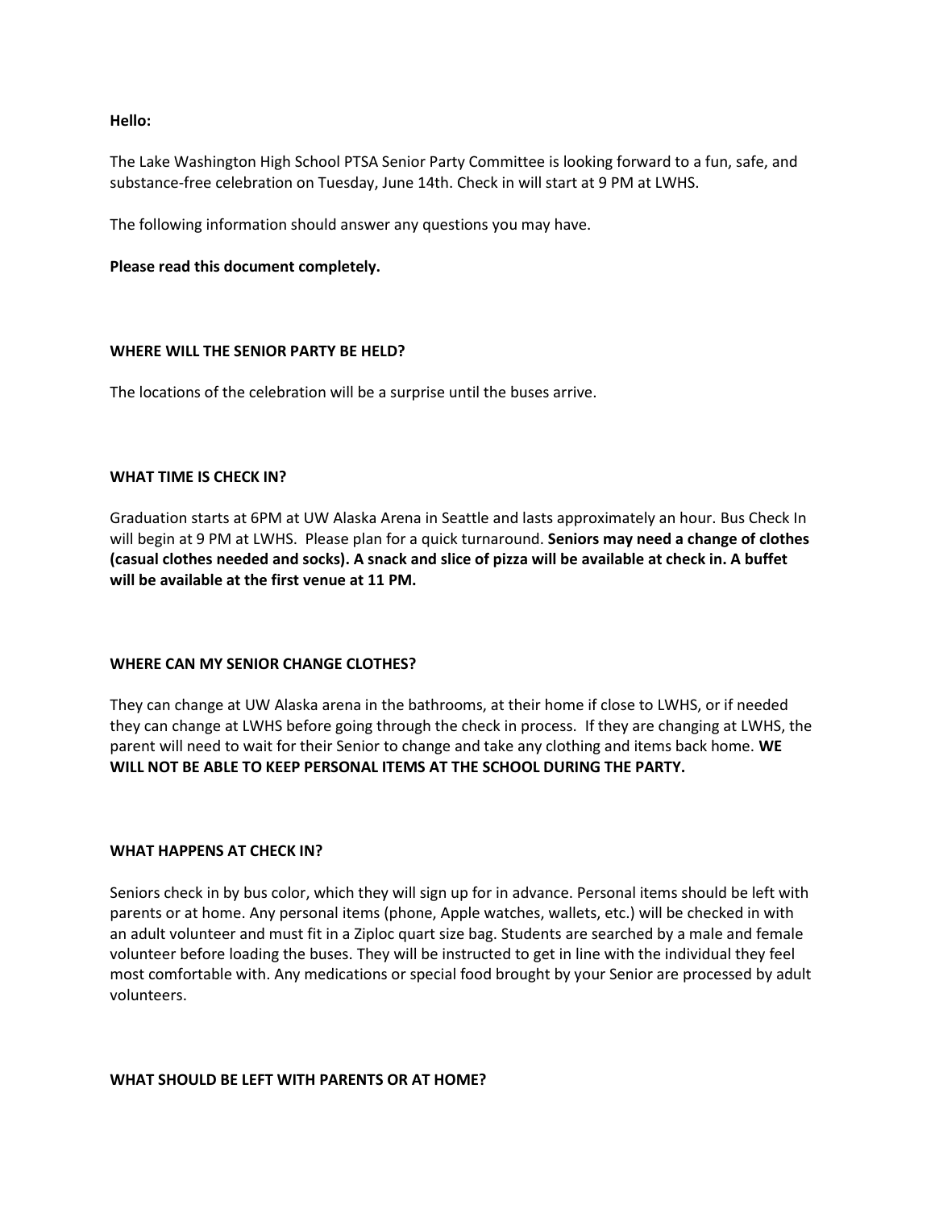**Hello:**

The Lake Washington High School PTSA Senior Party Committee is looking forward to a fun, safe, and substance-free celebration on Tuesday, June 14th. Check in will start at 9 PM at LWHS.

The following information should answer any questions you may have.

**Please read this document completely.**

## WHERE WILL THE SENIOR PARTY BE HELD?

The locations of the celebration will be a surprise until the buses arrive.

## WHAT TIME IS CHECK IN?

Graduation starts at 6PM at UW Alaska Arena in Seattle and lasts approximately an hour. Bus Check In will begin at 9 PM at LWHS. Please plan for a quick turnaround. **Seniors may need a change of clothes (casual clothes needed and socks). A snack and slice of pizza will be available at check in. A buffet will be available at the first venue at 11 PM.**

## WHERE CAN MY SENIOR CHANGE CLOTHES?

They can change at UW Alaska arena in the bathrooms, at their home if close to LWHS, or if needed they can change at LWHS before going through the check in process. If they are changing at LWHS, the parent will need to wait for their Senior to change and take any clothing and items back home. **WE WILL NOT BE ABLE TO KEEP PERSONAL ITEMS AT THE SCHOOL DURING THE PARTY.**

## WHAT HAPPENS AT CHECK IN?

Seniors check in by bus color, which they will sign up for in advance. Personal items should be left with parents or at home. Any personal items (phone, Apple watches, wallets, etc.) will be checked in with an adult volunteer and must fit in a Ziploc quart size bag. Students are searched by a male and female volunteer before loading the buses. They will be instructed to get in line with the individual they feel most comfortable with. Any medications or special food brought by your Senior are processed by adult volunteers.

## WHAT SHOULD BE LEFT WITH PARENTS OR AT HOME?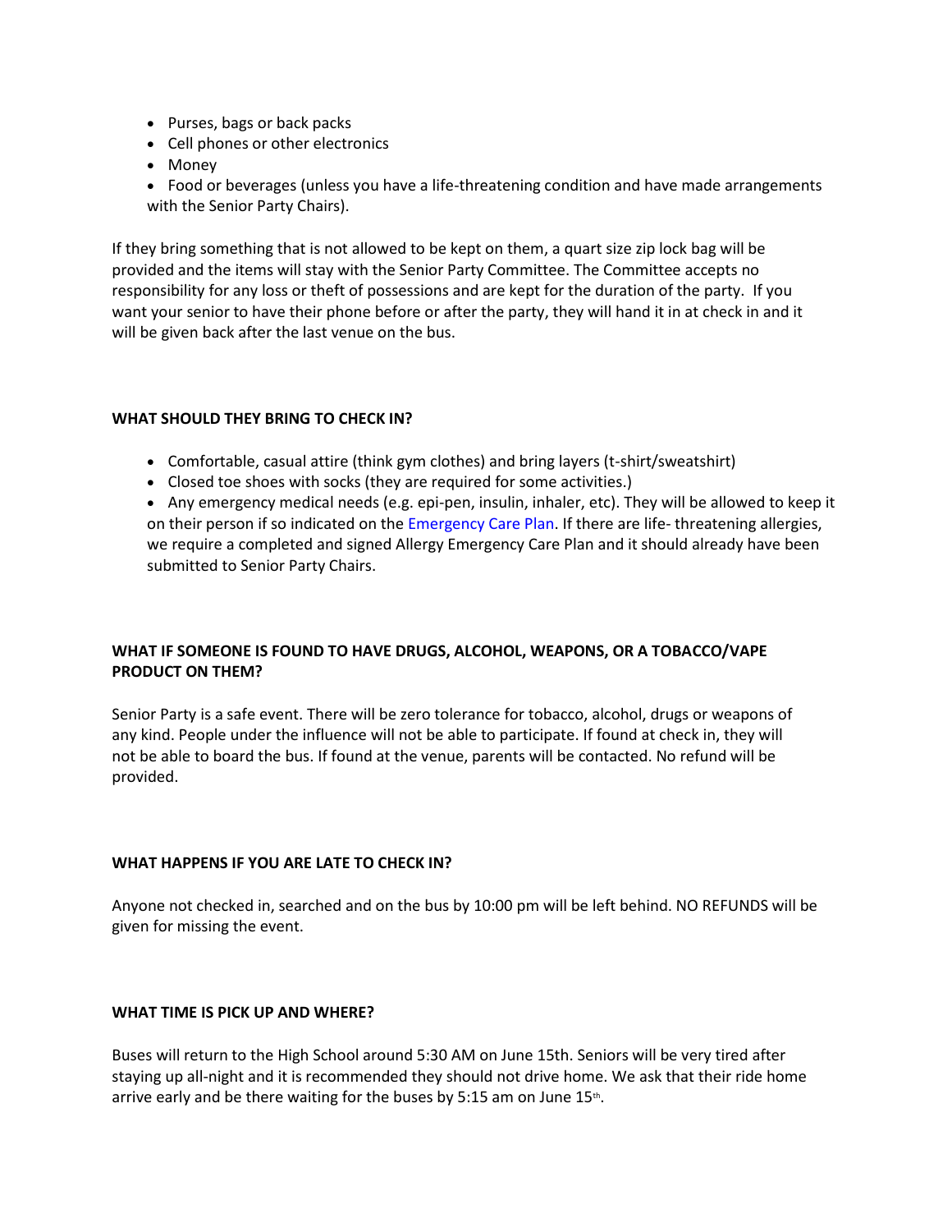- Purses, bags or back packs
- Cell phones or other electronics
- Money
- Food or beverages (unless you have a life-threatening condition and have made arrangements with the Senior Party Chairs).

If they bring something that is not allowed to be kept on them, a quart size zip lock bag will be provided and the items will stay with the Senior Party Committee. The Committee accepts no responsibility for any loss or theft of possessions and are kept for the duration of the party. If you want your senior to have their phone before or after the party, they will hand it in at check in and it will be given back after the last venue on the bus.

**WHAT SHOULD THEY BRING TO CHECK IN?**

- Comfortable, casual attire (think gym clothes) and bring layers (t-shirt/sweatshirt)
- Closed toe shoes with socks (they are required for some activities.)
- Any emergency medical needs (e.g. epi-pen, insulin, inhaler, etc). They will be allowed to keep it on their person if so indicated on the Emergency Care Plan. If there are life- threatening allergies, we require a completed and signed Allergy Emergency Care Plan and it should already have been submitted to Senior Party Chairs.

**WHAT IF SOMEONE IS FOUND TO HAVE DRUGS, ALCOHOL, WEAPONS, OR A TOBACCO/VAPE PRODUCT ON THEM?**

Senior Party is a safe event. There will be zero tolerance for tobacco, alcohol, drugs or weapons of any kind. People under the influence will not be able to participate. If found at check in, they will not be able to board the bus. If found at the venue, parents will be contacted. No refund will be provided.

**WHAT HAPPENS IF YOU ARE LATE TO CHECK IN?**

Anyone not checked in, searched and on the bus by 10:00 pm will be left behind. NO REFUNDS will be given for missing the event.

**WHAT TIME IS PICK UP AND WHERE?**

Buses will return to the High School around 5:30 AM on June 15th. Seniors will be very tired after staying up all-night and it is recommended they should not drive home. We ask that their ride home arrive early and be there waiting for the buses by 5:15 am on June 15th.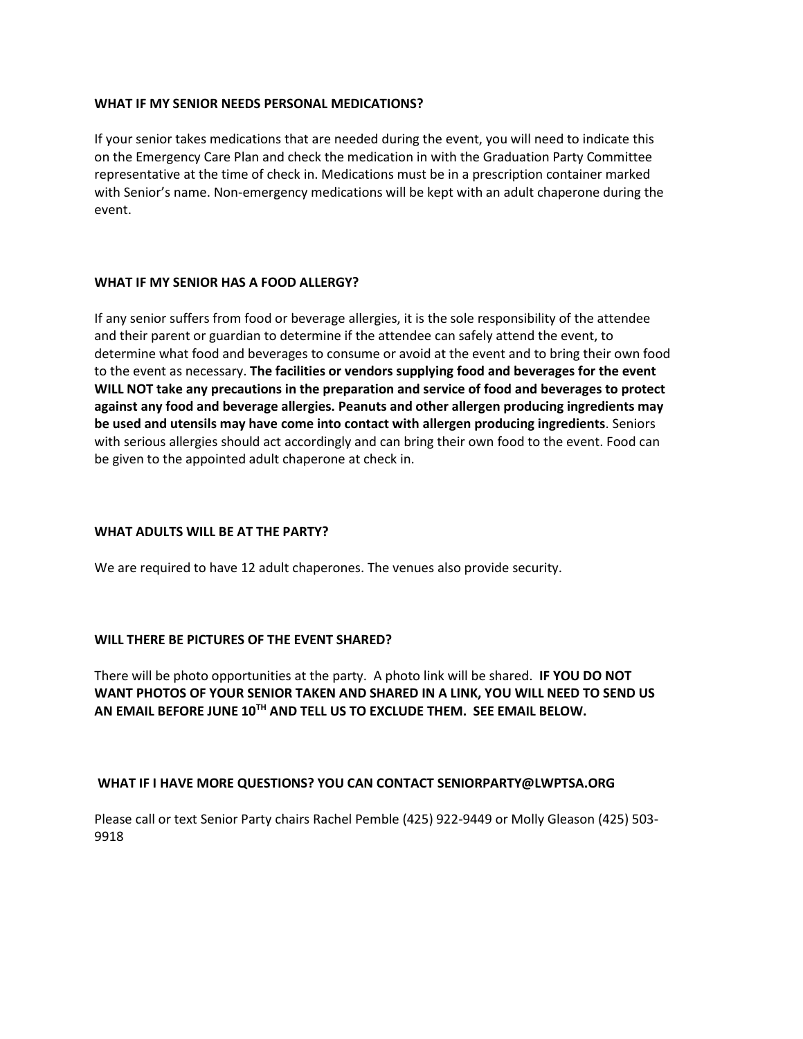**WHAT IF MY SENIOR NEEDS PERSONAL MEDICATIONS?**

If your senior takes medications that are needed during the event, you will need to indicate this on the Emergency Care Plan and check the medication in with the Graduation Party Committee representative at the time of check in. Medications must be in a prescription container marked with Senior's name. Non-emergency medications will be kept with an adult chaperone during the event.

**WHAT IF MY SENIOR HAS A FOOD ALLERGY?**

If any senior suffers from food or beverage allergies, it is the sole responsibility of the attendee and their parent or guardian to determine if the attendee can safely attend the event, to determine what food and beverages to consume or avoid at the event and to bring their own food to the event as necessary. **The facilities or vendors supplying food and beverages for the event WILL NOT take any precautions in the preparation and service of food and beverages to protect against any food and beverage allergies. Peanuts and other allergen producing ingredients may be used and utensils may have come into contact with allergen producing ingredients**. Seniors with serious allergies should act accordingly and can bring their own food to the event. Food can be given to the appointed adult chaperone at check in.

**WHAT ADULTS WILL BE AT THE PARTY?**

We are required to have 12 adult chaperones. The venues also provide security.

**WILL THERE BE PICTURES OF THE EVENT SHARED?**

There will be photo opportunities at the party. A photo link will be shared. **IF YOU DO NOT WANT PHOTOS OF YOUR SENIOR TAKEN AND SHARED IN A LINK, YOU WILL NEED TO SEND US AN EMAIL BEFORE JUNE 10TH AND TELL US TO EXCLUDE THEM. SEE EMAIL BELOW.**

**WHAT IF I HAVE MORE QUESTIONS? YOU CAN CONTACT SENIORPARTY@LWPTSA.ORG**

Please call or text Senior Party chairs Rachel Pemble (425) 922-9449 or Molly Gleason (425) 503-9918